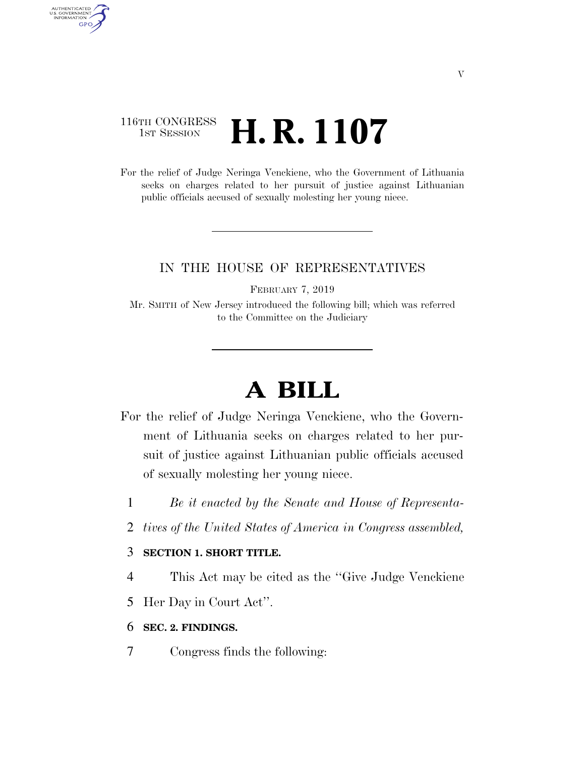116TH CONGRESS
1ST SESSION

# H. R. 1107

For the relief of Judge Neringa Venckiene, who the Government of Lithuania seeks on charges related to her pursuit of justice against Lithuanian public officials accused of sexually molesting her young niece.

---

IN THE HOUSE OF REPRESENTATIVES

FEBRUARY 7, 2019

Mr. SMITH of New Jersey introduced the following bill; which was referred to the Committee on the Judiciary

---

# A BILL

For the relief of Judge Neringa Venckiene, who the Government of Lithuania seeks on charges related to her pursuit of justice against Lithuanian public officials accused of sexually molesting her young niece.

1 *Be it enacted by the Senate and House of Representa-*
2 *tives of the United States of America in Congress assembled,*

3 **SECTION 1. SHORT TITLE.**

4 This Act may be cited as the "Give Judge Venckiene
5 Her Day in Court Act".

6 **SEC. 2. FINDINGS.**

7 Congress finds the following: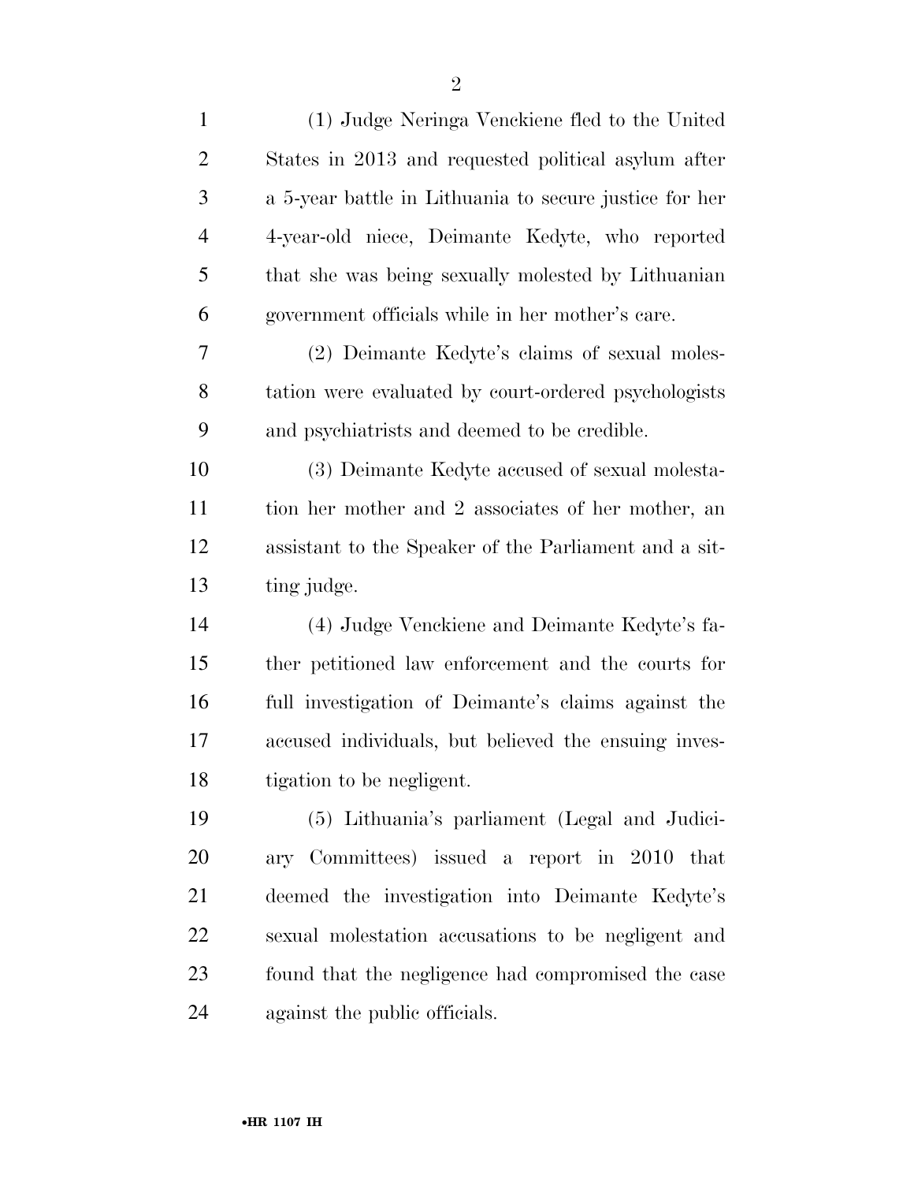(1) Judge Neringa Venckiene fled to the United States in 2013 and requested political asylum after a 5-year battle in Lithuania to secure justice for her 4-year-old niece, Deimante Kedyte, who reported that she was being sexually molested by Lithuanian government officials while in her mother's care.

(2) Deimante Kedyte's claims of sexual molestation were evaluated by court-ordered psychologists and psychiatrists and deemed to be credible.

(3) Deimante Kedyte accused of sexual molestation her mother and 2 associates of her mother, an assistant to the Speaker of the Parliament and a sitting judge.

(4) Judge Venckiene and Deimante Kedyte's father petitioned law enforcement and the courts for full investigation of Deimante's claims against the accused individuals, but believed the ensuing investigation to be negligent.

(5) Lithuania's parliament (Legal and Judiciary Committees) issued a report in 2010 that deemed the investigation into Deimante Kedyte's sexual molestation accusations to be negligent and found that the negligence had compromised the case against the public officials.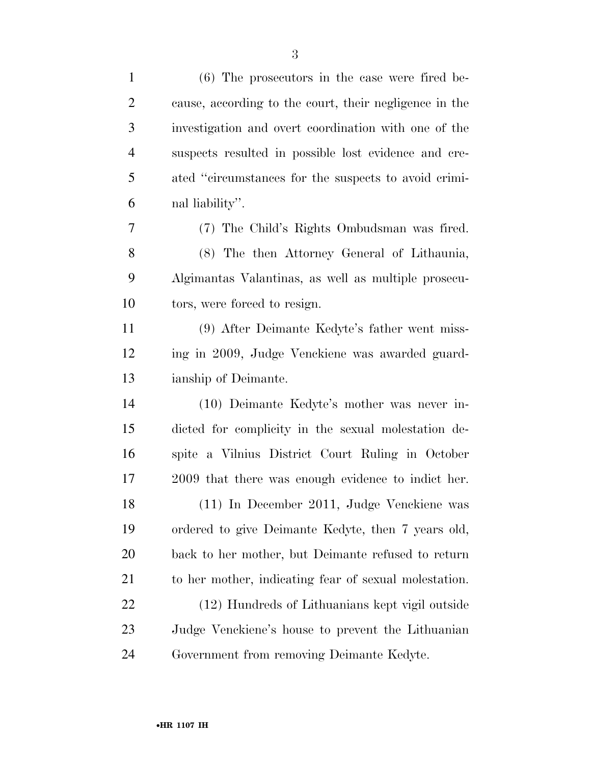(6) The prosecutors in the case were fired because, according to the court, their negligence in the investigation and overt coordination with one of the suspects resulted in possible lost evidence and created ''circumstances for the suspects to avoid criminal liability''.

(7) The Child's Rights Ombudsman was fired.

(8) The then Attorney General of Lithaunia, Algimantas Valantinas, as well as multiple prosecutors, were forced to resign.

(9) After Deimante Kedyte's father went missing in 2009, Judge Venckiene was awarded guardianship of Deimante.

(10) Deimante Kedyte's mother was never indicted for complicity in the sexual molestation despite a Vilnius District Court Ruling in October 2009 that there was enough evidence to indict her.

(11) In December 2011, Judge Venckiene was ordered to give Deimante Kedyte, then 7 years old, back to her mother, but Deimante refused to return to her mother, indicating fear of sexual molestation.

(12) Hundreds of Lithuanians kept vigil outside Judge Venckiene's house to prevent the Lithuanian Government from removing Deimante Kedyte.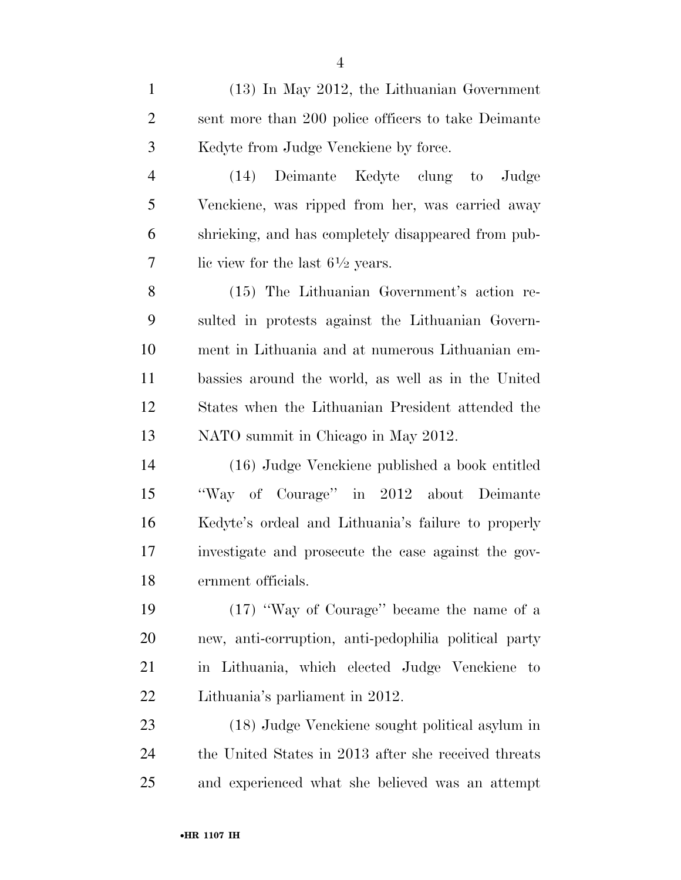(13) In May 2012, the Lithuanian Government sent more than 200 police officers to take Deimante Kedyte from Judge Venckiene by force.

(14) Deimante Kedyte clung to Judge Venckiene, was ripped from her, was carried away shrieking, and has completely disappeared from public view for the last 6½ years.

(15) The Lithuanian Government's action resulted in protests against the Lithuanian Government in Lithuania and at numerous Lithuanian embassies around the world, as well as in the United States when the Lithuanian President attended the NATO summit in Chicago in May 2012.

(16) Judge Venckiene published a book entitled ''Way of Courage'' in 2012 about Deimante Kedyte's ordeal and Lithuania's failure to properly investigate and prosecute the case against the government officials.

(17) ''Way of Courage'' became the name of a new, anti-corruption, anti-pedophilia political party in Lithuania, which elected Judge Venckiene to Lithuania's parliament in 2012.

(18) Judge Venckiene sought political asylum in the United States in 2013 after she received threats and experienced what she believed was an attempt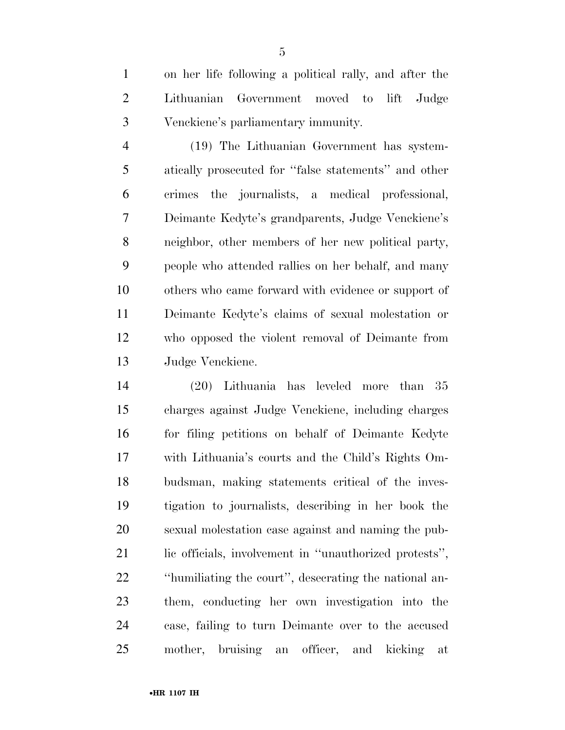on her life following a political rally, and after the Lithuanian Government moved to lift Judge Venckiene's parliamentary immunity.

(19) The Lithuanian Government has systematically prosecuted for "false statements" and other crimes the journalists, a medical professional, Deimante Kedyte's grandparents, Judge Venckiene's neighbor, other members of her new political party, people who attended rallies on her behalf, and many others who came forward with evidence or support of Deimante Kedyte's claims of sexual molestation or who opposed the violent removal of Deimante from Judge Venckiene.

(20) Lithuania has leveled more than 35 charges against Judge Venckiene, including charges for filing petitions on behalf of Deimante Kedyte with Lithuania's courts and the Child's Rights Ombudsman, making statements critical of the investigation to journalists, describing in her book the sexual molestation case against and naming the public officials, involvement in "unauthorized protests", "humiliating the court", desecrating the national anthem, conducting her own investigation into the case, failing to turn Deimante over to the accused mother, bruising an officer, and kicking at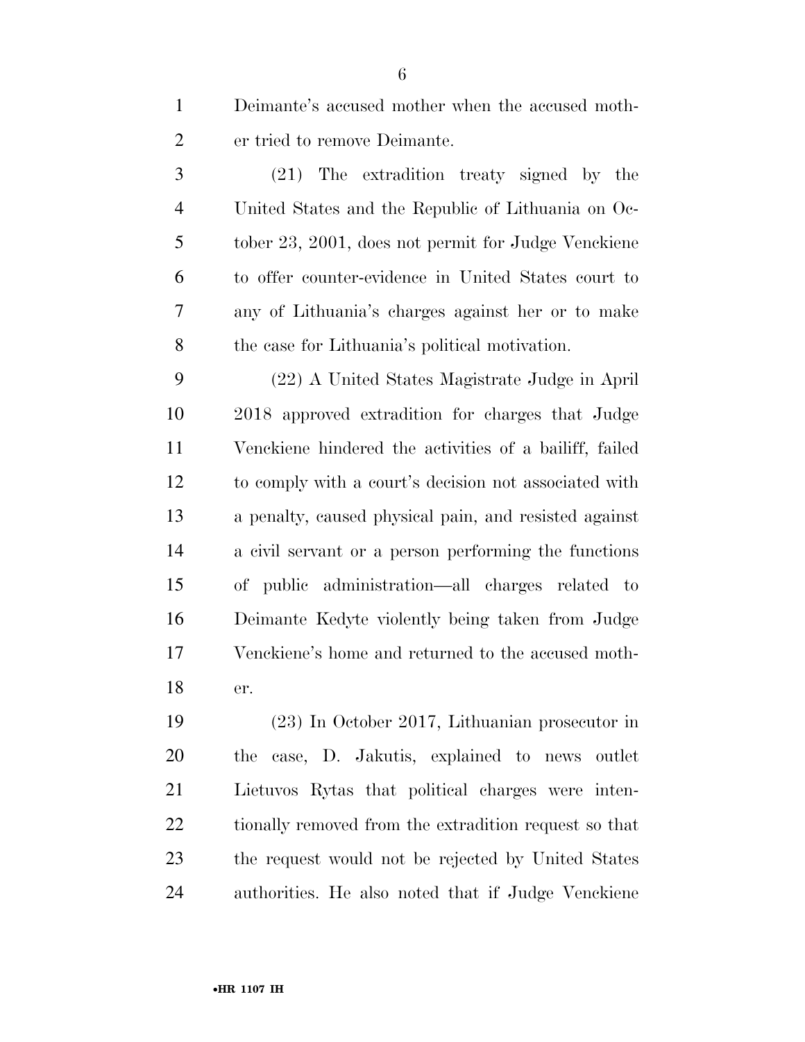Deimante's accused mother when the accused mother tried to remove Deimante.

(21) The extradition treaty signed by the United States and the Republic of Lithuania on October 23, 2001, does not permit for Judge Venckiene to offer counter-evidence in United States court to any of Lithuania's charges against her or to make the case for Lithuania's political motivation.

(22) A United States Magistrate Judge in April 2018 approved extradition for charges that Judge Venckiene hindered the activities of a bailiff, failed to comply with a court's decision not associated with a penalty, caused physical pain, and resisted against a civil servant or a person performing the functions of public administration—all charges related to Deimante Kedyte violently being taken from Judge Venckiene's home and returned to the accused mother.

(23) In October 2017, Lithuanian prosecutor in the case, D. Jakutis, explained to news outlet Lietuvos Rytas that political charges were intentionally removed from the extradition request so that the request would not be rejected by United States authorities. He also noted that if Judge Venckiene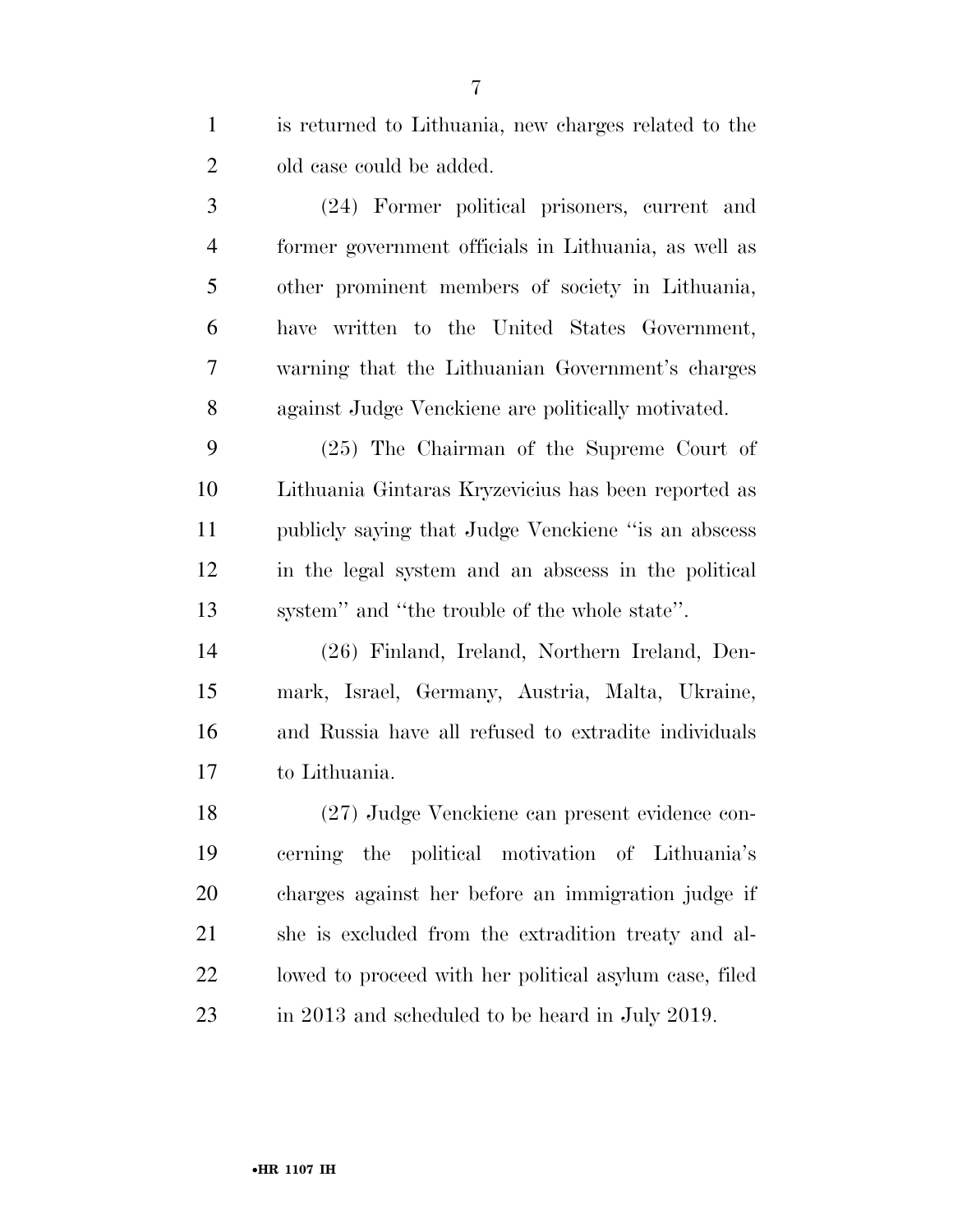is returned to Lithuania, new charges related to the old case could be added.

(24) Former political prisoners, current and former government officials in Lithuania, as well as other prominent members of society in Lithuania, have written to the United States Government, warning that the Lithuanian Government's charges against Judge Venckiene are politically motivated.

(25) The Chairman of the Supreme Court of Lithuania Gintaras Kryzevicius has been reported as publicly saying that Judge Venckiene "is an abscess in the legal system and an abscess in the political system" and "the trouble of the whole state".

(26) Finland, Ireland, Northern Ireland, Denmark, Israel, Germany, Austria, Malta, Ukraine, and Russia have all refused to extradite individuals to Lithuania.

(27) Judge Venckiene can present evidence concerning the political motivation of Lithuania's charges against her before an immigration judge if she is excluded from the extradition treaty and allowed to proceed with her political asylum case, filed in 2013 and scheduled to be heard in July 2019.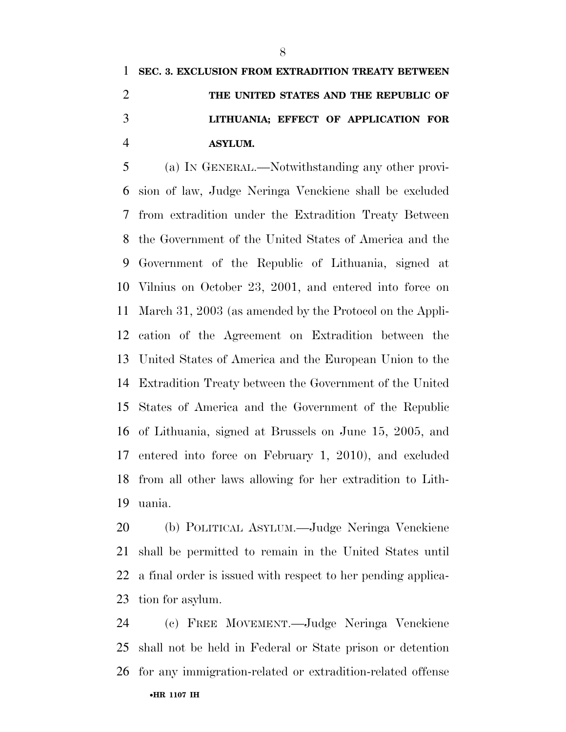**SEC. 3. EXCLUSION FROM EXTRADITION TREATY BETWEEN THE UNITED STATES AND THE REPUBLIC OF LITHUANIA; EFFECT OF APPLICATION FOR ASYLUM.**

(a) IN GENERAL.—Notwithstanding any other provision of law, Judge Neringa Venckiene shall be excluded from extradition under the Extradition Treaty Between the Government of the United States of America and the Government of the Republic of Lithuania, signed at Vilnius on October 23, 2001, and entered into force on March 31, 2003 (as amended by the Protocol on the Application of the Agreement on Extradition between the United States of America and the European Union to the Extradition Treaty between the Government of the United States of America and the Government of the Republic of Lithuania, signed at Brussels on June 15, 2005, and entered into force on February 1, 2010), and excluded from all other laws allowing for her extradition to Lithuania.

(b) POLITICAL ASYLUM.—Judge Neringa Venckiene shall be permitted to remain in the United States until a final order is issued with respect to her pending application for asylum.

(c) FREE MOVEMENT.—Judge Neringa Venckiene shall not be held in Federal or State prison or detention for any immigration-related or extradition-related offense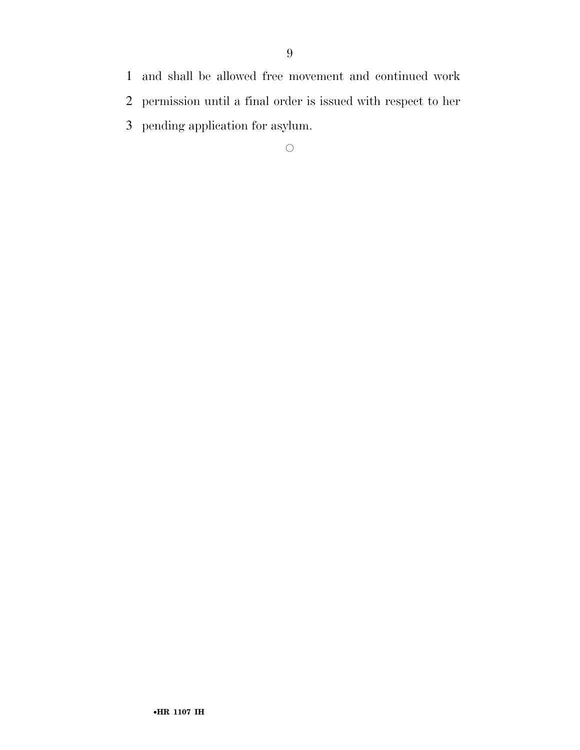and shall be allowed free movement and continued work permission until a final order is issued with respect to her pending application for asylum.

○